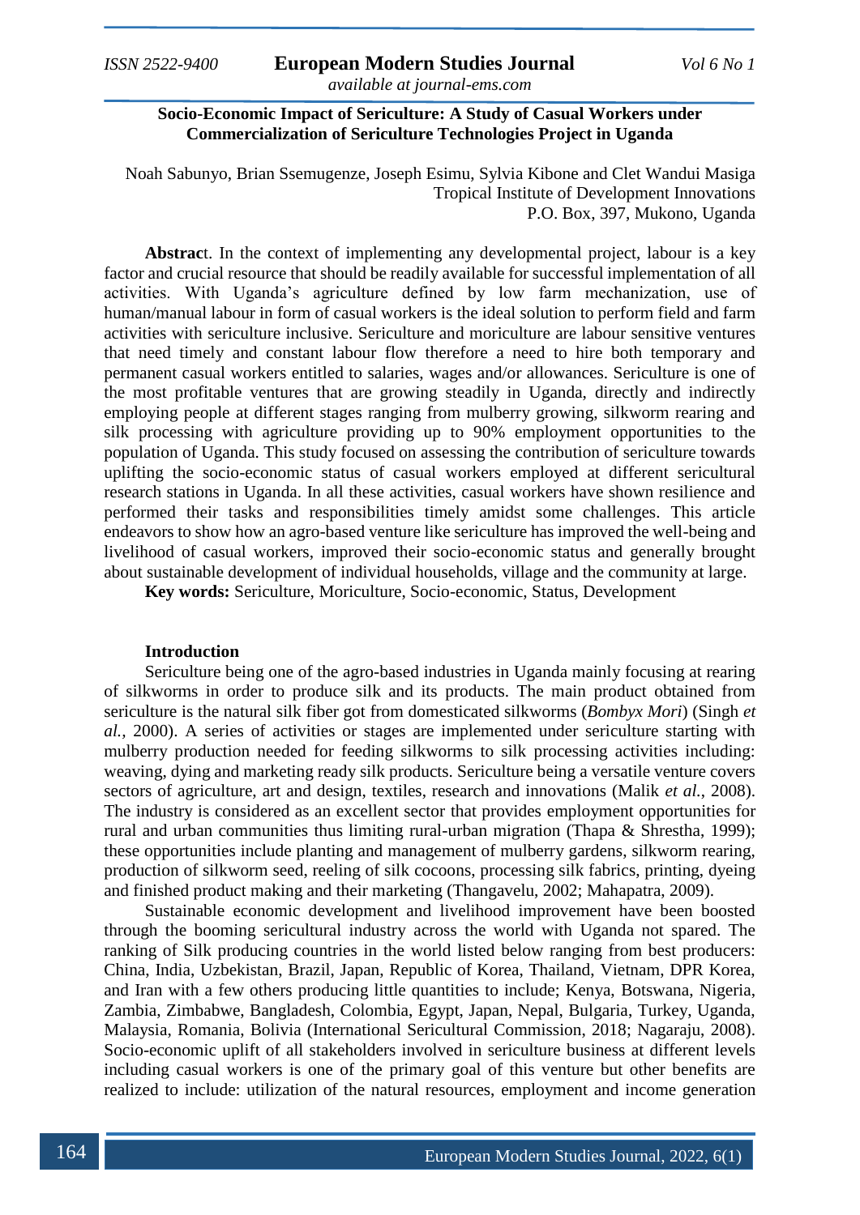# Socio-Economic Impact of Sericulture: A Study of Casual Workers under Commercialization of Sericulture Technologies Project in Uganda

Noah Sabunyo, Brian Ssemugenze, Joseph Esimu, Sylvia Kibone and Clet Wandui Masiga
Tropical Institute of Development Innovations
P.O. Box, 397, Mukono, Uganda

**Abstract**. In the context of implementing any developmental project, labour is a key factor and crucial resource that should be readily available for successful implementation of all activities. With Uganda's agriculture defined by low farm mechanization, use of human/manual labour in form of casual workers is the ideal solution to perform field and farm activities with sericulture inclusive. Sericulture and moriculture are labour sensitive ventures that need timely and constant labour flow therefore a need to hire both temporary and permanent casual workers entitled to salaries, wages and/or allowances. Sericulture is one of the most profitable ventures that are growing steadily in Uganda, directly and indirectly employing people at different stages ranging from mulberry growing, silkworm rearing and silk processing with agriculture providing up to 90% employment opportunities to the population of Uganda. This study focused on assessing the contribution of sericulture towards uplifting the socio-economic status of casual workers employed at different sericultural research stations in Uganda. In all these activities, casual workers have shown resilience and performed their tasks and responsibilities timely amidst some challenges. This article endeavors to show how an agro-based venture like sericulture has improved the well-being and livelihood of casual workers, improved their socio-economic status and generally brought about sustainable development of individual households, village and the community at large.

**Key words:** Sericulture, Moriculture, Socio-economic, Status, Development

## Introduction

Sericulture being one of the agro-based industries in Uganda mainly focusing at rearing of silkworms in order to produce silk and its products. The main product obtained from sericulture is the natural silk fiber got from domesticated silkworms (*Bombyx Mori*) (Singh *et al.*, 2000). A series of activities or stages are implemented under sericulture starting with mulberry production needed for feeding silkworms to silk processing activities including: weaving, dying and marketing ready silk products. Sericulture being a versatile venture covers sectors of agriculture, art and design, textiles, research and innovations (Malik *et al.*, 2008). The industry is considered as an excellent sector that provides employment opportunities for rural and urban communities thus limiting rural-urban migration (Thapa & Shrestha, 1999); these opportunities include planting and management of mulberry gardens, silkworm rearing, production of silkworm seed, reeling of silk cocoons, processing silk fabrics, printing, dyeing and finished product making and their marketing (Thangavelu, 2002; Mahapatra, 2009).

Sustainable economic development and livelihood improvement have been boosted through the booming sericultural industry across the world with Uganda not spared. The ranking of Silk producing countries in the world listed below ranging from best producers: China, India, Uzbekistan, Brazil, Japan, Republic of Korea, Thailand, Vietnam, DPR Korea, and Iran with a few others producing little quantities to include; Kenya, Botswana, Nigeria, Zambia, Zimbabwe, Bangladesh, Colombia, Egypt, Japan, Nepal, Bulgaria, Turkey, Uganda, Malaysia, Romania, Bolivia (International Sericultural Commission, 2018; Nagaraju, 2008). Socio-economic uplift of all stakeholders involved in sericulture business at different levels including casual workers is one of the primary goal of this venture but other benefits are realized to include: utilization of the natural resources, employment and income generation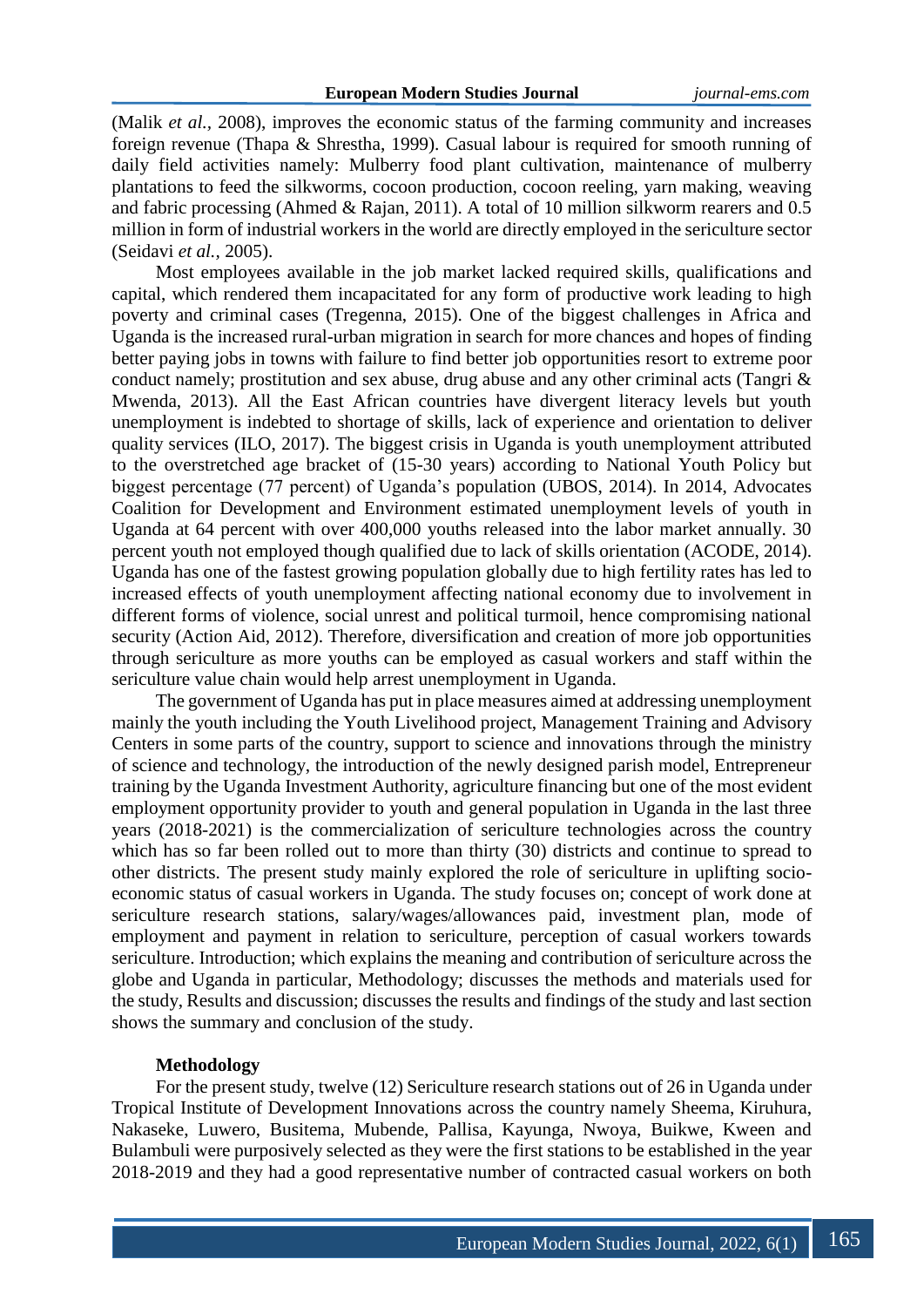(Malik *et al.*, 2008), improves the economic status of the farming community and increases foreign revenue (Thapa & Shrestha, 1999). Casual labour is required for smooth running of daily field activities namely: Mulberry food plant cultivation, maintenance of mulberry plantations to feed the silkworms, cocoon production, cocoon reeling, yarn making, weaving and fabric processing (Ahmed & Rajan, 2011). A total of 10 million silkworm rearers and 0.5 million in form of industrial workers in the world are directly employed in the sericulture sector (Seidavi *et al.*, 2005).

Most employees available in the job market lacked required skills, qualifications and capital, which rendered them incapacitated for any form of productive work leading to high poverty and criminal cases (Tregenna, 2015). One of the biggest challenges in Africa and Uganda is the increased rural-urban migration in search for more chances and hopes of finding better paying jobs in towns with failure to find better job opportunities resort to extreme poor conduct namely; prostitution and sex abuse, drug abuse and any other criminal acts (Tangri & Mwenda, 2013). All the East African countries have divergent literacy levels but youth unemployment is indebted to shortage of skills, lack of experience and orientation to deliver quality services (ILO, 2017). The biggest crisis in Uganda is youth unemployment attributed to the overstretched age bracket of (15-30 years) according to National Youth Policy but biggest percentage (77 percent) of Uganda's population (UBOS, 2014). In 2014, Advocates Coalition for Development and Environment estimated unemployment levels of youth in Uganda at 64 percent with over 400,000 youths released into the labor market annually. 30 percent youth not employed though qualified due to lack of skills orientation (ACODE, 2014). Uganda has one of the fastest growing population globally due to high fertility rates has led to increased effects of youth unemployment affecting national economy due to involvement in different forms of violence, social unrest and political turmoil, hence compromising national security (Action Aid, 2012). Therefore, diversification and creation of more job opportunities through sericulture as more youths can be employed as casual workers and staff within the sericulture value chain would help arrest unemployment in Uganda.

The government of Uganda has put in place measures aimed at addressing unemployment mainly the youth including the Youth Livelihood project, Management Training and Advisory Centers in some parts of the country, support to science and innovations through the ministry of science and technology, the introduction of the newly designed parish model, Entrepreneur training by the Uganda Investment Authority, agriculture financing but one of the most evident employment opportunity provider to youth and general population in Uganda in the last three years (2018-2021) is the commercialization of sericulture technologies across the country which has so far been rolled out to more than thirty (30) districts and continue to spread to other districts. The present study mainly explored the role of sericulture in uplifting socio-economic status of casual workers in Uganda. The study focuses on; concept of work done at sericulture research stations, salary/wages/allowances paid, investment plan, mode of employment and payment in relation to sericulture, perception of casual workers towards sericulture. Introduction; which explains the meaning and contribution of sericulture across the globe and Uganda in particular, Methodology; discusses the methods and materials used for the study, Results and discussion; discusses the results and findings of the study and last section shows the summary and conclusion of the study.

## Methodology

For the present study, twelve (12) Sericulture research stations out of 26 in Uganda under Tropical Institute of Development Innovations across the country namely Sheema, Kiruhura, Nakaseke, Luwero, Busitema, Mubende, Pallisa, Kayunga, Nwoya, Buikwe, Kween and Bulambuli were purposively selected as they were the first stations to be established in the year 2018-2019 and they had a good representative number of contracted casual workers on both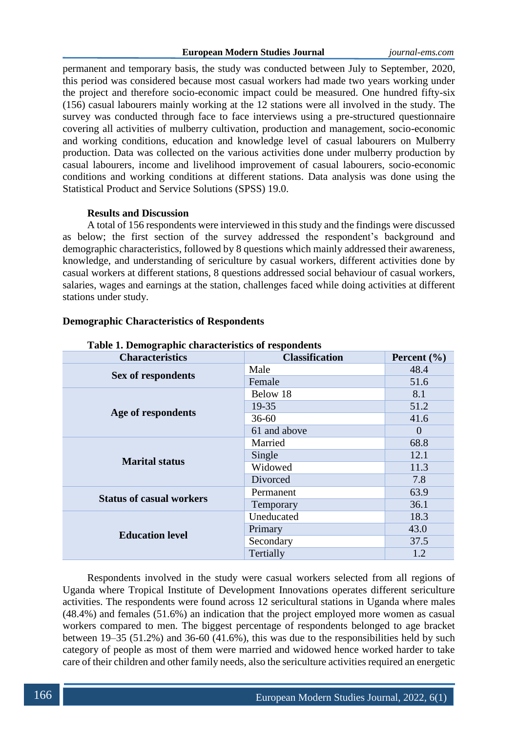permanent and temporary basis, the study was conducted between July to September, 2020, this period was considered because most casual workers had made two years working under the project and therefore socio-economic impact could be measured. One hundred fifty-six (156) casual labourers mainly working at the 12 stations were all involved in the study. The survey was conducted through face to face interviews using a pre-structured questionnaire covering all activities of mulberry cultivation, production and management, socio-economic and working conditions, education and knowledge level of casual labourers on Mulberry production. Data was collected on the various activities done under mulberry production by casual labourers, income and livelihood improvement of casual labourers, socio-economic conditions and working conditions at different stations. Data analysis was done using the Statistical Product and Service Solutions (SPSS) 19.0.

**Results and Discussion**

A total of 156 respondents were interviewed in this study and the findings were discussed as below; the first section of the survey addressed the respondent's background and demographic characteristics, followed by 8 questions which mainly addressed their awareness, knowledge, and understanding of sericulture by casual workers, different activities done by casual workers at different stations, 8 questions addressed social behaviour of casual workers, salaries, wages and earnings at the station, challenges faced while doing activities at different stations under study.

**Demographic Characteristics of Respondents**

**Table 1. Demographic characteristics of respondents**

| Characteristics | Classification | Percent (%) |
|---|---|---|
| **Sex of respondents** | Male | 48.4 |
| | Female | 51.6 |
| **Age of respondents** | Below 18 | 8.1 |
| | 19-35 | 51.2 |
| | 36-60 | 41.6 |
| | 61 and above | 0 |
| **Marital status** | Married | 68.8 |
| | Single | 12.1 |
| | Widowed | 11.3 |
| | Divorced | 7.8 |
| **Status of casual workers** | Permanent | 63.9 |
| | Temporary | 36.1 |
| **Education level** | Uneducated | 18.3 |
| | Primary | 43.0 |
| | Secondary | 37.5 |
| | Tertially | 1.2 |

Respondents involved in the study were casual workers selected from all regions of Uganda where Tropical Institute of Development Innovations operates different sericulture activities. The respondents were found across 12 sericultural stations in Uganda where males (48.4%) and females (51.6%) an indication that the project employed more women as casual workers compared to men. The biggest percentage of respondents belonged to age bracket between 19–35 (51.2%) and 36-60 (41.6%), this was due to the responsibilities held by such category of people as most of them were married and widowed hence worked harder to take care of their children and other family needs, also the sericulture activities required an energetic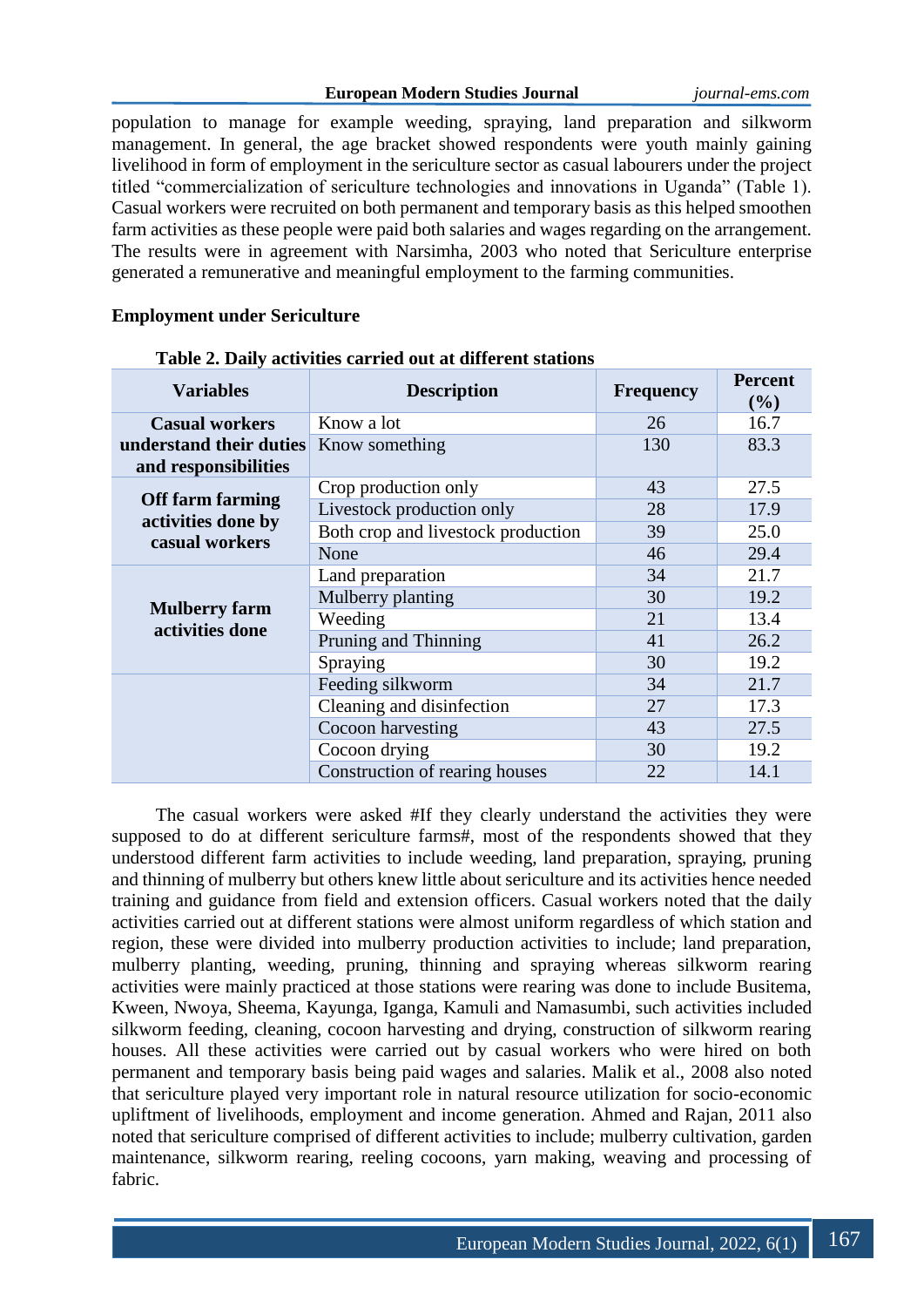population to manage for example weeding, spraying, land preparation and silkworm management. In general, the age bracket showed respondents were youth mainly gaining livelihood in form of employment in the sericulture sector as casual labourers under the project titled "commercialization of sericulture technologies and innovations in Uganda" (Table 1). Casual workers were recruited on both permanent and temporary basis as this helped smoothen farm activities as these people were paid both salaries and wages regarding on the arrangement. The results were in agreement with Narsimha, 2003 who noted that Sericulture enterprise generated a remunerative and meaningful employment to the farming communities.

**Employment under Sericulture**

**Table 2. Daily activities carried out at different stations**

| Variables | Description | Frequency | Percent (%) |
|---|---|---|---|
| **Casual workers understand their duties and responsibilities** | Know a lot | 26 | 16.7 |
| | Know something | 130 | 83.3 |
| **Off farm farming activities done by casual workers** | Crop production only | 43 | 27.5 |
| | Livestock production only | 28 | 17.9 |
| | Both crop and livestock production | 39 | 25.0 |
| | None | 46 | 29.4 |
| **Mulberry farm activities done** | Land preparation | 34 | 21.7 |
| | Mulberry planting | 30 | 19.2 |
| | Weeding | 21 | 13.4 |
| | Pruning and Thinning | 41 | 26.2 |
| | Spraying | 30 | 19.2 |
| | Feeding silkworm | 34 | 21.7 |
| | Cleaning and disinfection | 27 | 17.3 |
| | Cocoon harvesting | 43 | 27.5 |
| | Cocoon drying | 30 | 19.2 |
| | Construction of rearing houses | 22 | 14.1 |

The casual workers were asked #If they clearly understand the activities they were supposed to do at different sericulture farms#, most of the respondents showed that they understood different farm activities to include weeding, land preparation, spraying, pruning and thinning of mulberry but others knew little about sericulture and its activities hence needed training and guidance from field and extension officers. Casual workers noted that the daily activities carried out at different stations were almost uniform regardless of which station and region, these were divided into mulberry production activities to include; land preparation, mulberry planting, weeding, pruning, thinning and spraying whereas silkworm rearing activities were mainly practiced at those stations were rearing was done to include Busitema, Kween, Nwoya, Sheema, Kayunga, Iganga, Kamuli and Namasumbi, such activities included silkworm feeding, cleaning, cocoon harvesting and drying, construction of silkworm rearing houses. All these activities were carried out by casual workers who were hired on both permanent and temporary basis being paid wages and salaries. Malik et al., 2008 also noted that sericulture played very important role in natural resource utilization for socio-economic upliftment of livelihoods, employment and income generation. Ahmed and Rajan, 2011 also noted that sericulture comprised of different activities to include; mulberry cultivation, garden maintenance, silkworm rearing, reeling cocoons, yarn making, weaving and processing of fabric.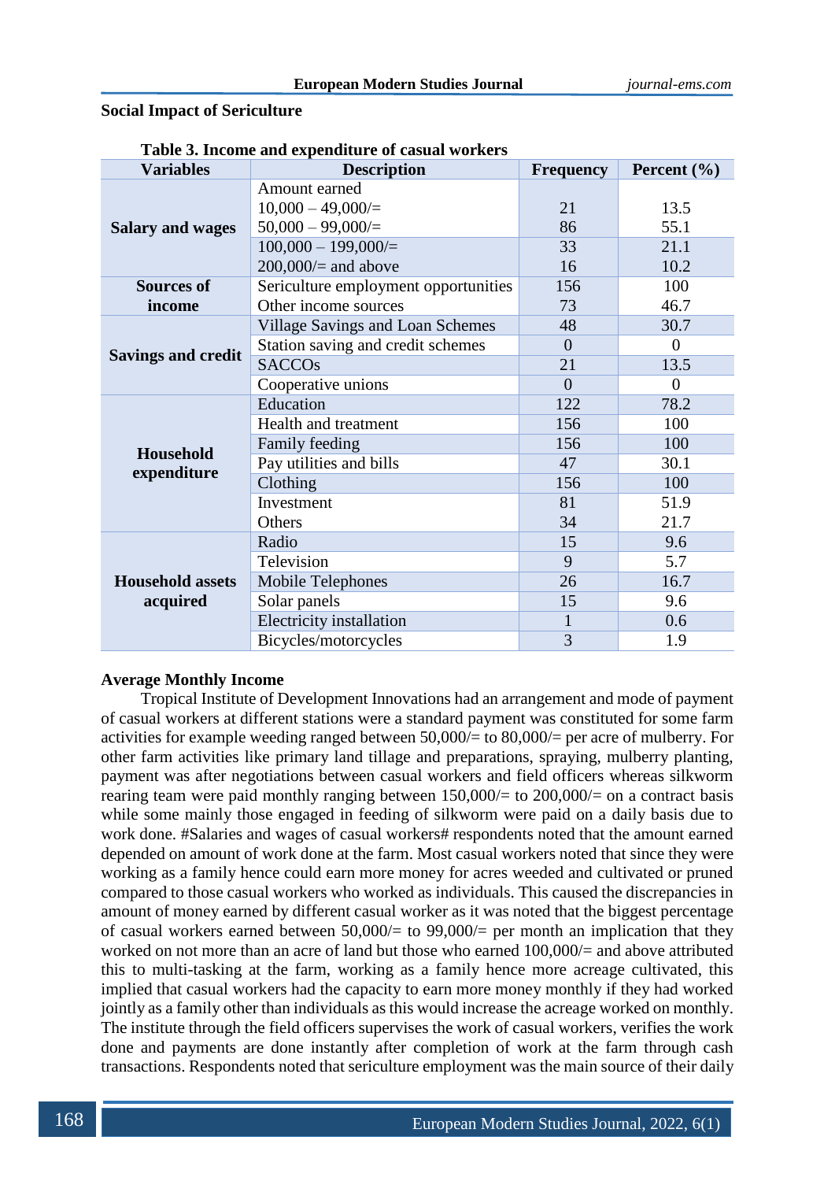## Social Impact of Sericulture

**Table 3. Income and expenditure of casual workers**

| Variables | Description | Frequency | Percent (%) |
|---|---|---|---|
| **Salary and wages** | Amount earned | | |
| | 10,000 – 49,000/= | 21 | 13.5 |
| | 50,000 – 99,000/= | 86 | 55.1 |
| | 100,000 – 199,000/= | 33 | 21.1 |
| | 200,000/= and above | 16 | 10.2 |
| **Sources of income** | Sericulture employment opportunities | 156 | 100 |
| | Other income sources | 73 | 46.7 |
| **Savings and credit** | Village Savings and Loan Schemes | 48 | 30.7 |
| | Station saving and credit schemes | 0 | 0 |
| | SACCOs | 21 | 13.5 |
| | Cooperative unions | 0 | 0 |
| **Household expenditure** | Education | 122 | 78.2 |
| | Health and treatment | 156 | 100 |
| | Family feeding | 156 | 100 |
| | Pay utilities and bills | 47 | 30.1 |
| | Clothing | 156 | 100 |
| | Investment | 81 | 51.9 |
| | Others | 34 | 21.7 |
| **Household assets acquired** | Radio | 15 | 9.6 |
| | Television | 9 | 5.7 |
| | Mobile Telephones | 26 | 16.7 |
| | Solar panels | 15 | 9.6 |
| | Electricity installation | 1 | 0.6 |
| | Bicycles/motorcycles | 3 | 1.9 |

### Average Monthly Income

Tropical Institute of Development Innovations had an arrangement and mode of payment of casual workers at different stations were a standard payment was constituted for some farm activities for example weeding ranged between 50,000/= to 80,000/= per acre of mulberry. For other farm activities like primary land tillage and preparations, spraying, mulberry planting, payment was after negotiations between casual workers and field officers whereas silkworm rearing team were paid monthly ranging between 150,000/= to 200,000/= on a contract basis while some mainly those engaged in feeding of silkworm were paid on a daily basis due to work done. #Salaries and wages of casual workers# respondents noted that the amount earned depended on amount of work done at the farm. Most casual workers noted that since they were working as a family hence could earn more money for acres weeded and cultivated or pruned compared to those casual workers who worked as individuals. This caused the discrepancies in amount of money earned by different casual worker as it was noted that the biggest percentage of casual workers earned between 50,000/= to 99,000/= per month an implication that they worked on not more than an acre of land but those who earned 100,000/= and above attributed this to multi-tasking at the farm, working as a family hence more acreage cultivated, this implied that casual workers had the capacity to earn more money monthly if they had worked jointly as a family other than individuals as this would increase the acreage worked on monthly. The institute through the field officers supervises the work of casual workers, verifies the work done and payments are done instantly after completion of work at the farm through cash transactions. Respondents noted that sericulture employment was the main source of their daily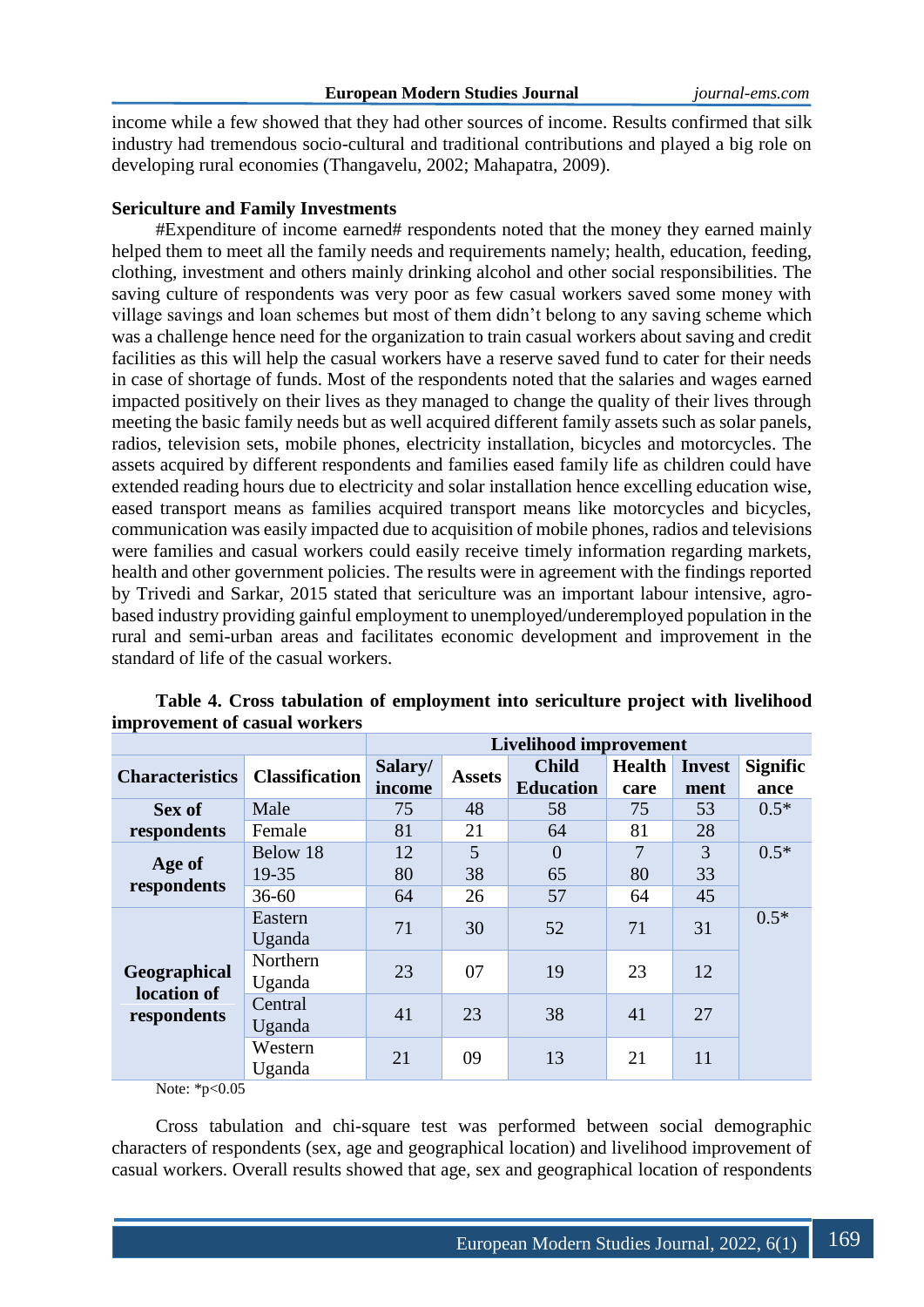income while a few showed that they had other sources of income. Results confirmed that silk industry had tremendous socio-cultural and traditional contributions and played a big role on developing rural economies (Thangavelu, 2002; Mahapatra, 2009).

**Sericulture and Family Investments**

#Expenditure of income earned# respondents noted that the money they earned mainly helped them to meet all the family needs and requirements namely; health, education, feeding, clothing, investment and others mainly drinking alcohol and other social responsibilities. The saving culture of respondents was very poor as few casual workers saved some money with village savings and loan schemes but most of them didn't belong to any saving scheme which was a challenge hence need for the organization to train casual workers about saving and credit facilities as this will help the casual workers have a reserve saved fund to cater for their needs in case of shortage of funds. Most of the respondents noted that the salaries and wages earned impacted positively on their lives as they managed to change the quality of their lives through meeting the basic family needs but as well acquired different family assets such as solar panels, radios, television sets, mobile phones, electricity installation, bicycles and motorcycles. The assets acquired by different respondents and families eased family life as children could have extended reading hours due to electricity and solar installation hence excelling education wise, eased transport means as families acquired transport means like motorcycles and bicycles, communication was easily impacted due to acquisition of mobile phones, radios and televisions were families and casual workers could easily receive timely information regarding markets, health and other government policies. The results were in agreement with the findings reported by Trivedi and Sarkar, 2015 stated that sericulture was an important labour intensive, agro-based industry providing gainful employment to unemployed/underemployed population in the rural and semi-urban areas and facilitates economic development and improvement in the standard of life of the casual workers.

**Table 4. Cross tabulation of employment into sericulture project with livelihood improvement of casual workers**

| Characteristics | Classification | Livelihood improvement | | | | | |
|---|---|---|---|---|---|---|---|
| | | Salary/ income | Assets | Child Education | Health care | Investment | Significance |
| Sex of respondents | Male | 75 | 48 | 58 | 75 | 53 | 0.5* |
| | Female | 81 | 21 | 64 | 81 | 28 | |
| Age of respondents | Below 18 | 12 | 5 | 0 | 7 | 3 | 0.5* |
| | 19-35 | 80 | 38 | 65 | 80 | 33 | |
| | 36-60 | 64 | 26 | 57 | 64 | 45 | |
| Geographical location of respondents | Eastern Uganda | 71 | 30 | 52 | 71 | 31 | 0.5* |
| | Northern Uganda | 23 | 07 | 19 | 23 | 12 | |
| | Central Uganda | 41 | 23 | 38 | 41 | 27 | |
| | Western Uganda | 21 | 09 | 13 | 21 | 11 | |

Note: \*$p<0.05$

Cross tabulation and chi-square test was performed between social demographic characters of respondents (sex, age and geographical location) and livelihood improvement of casual workers. Overall results showed that age, sex and geographical location of respondents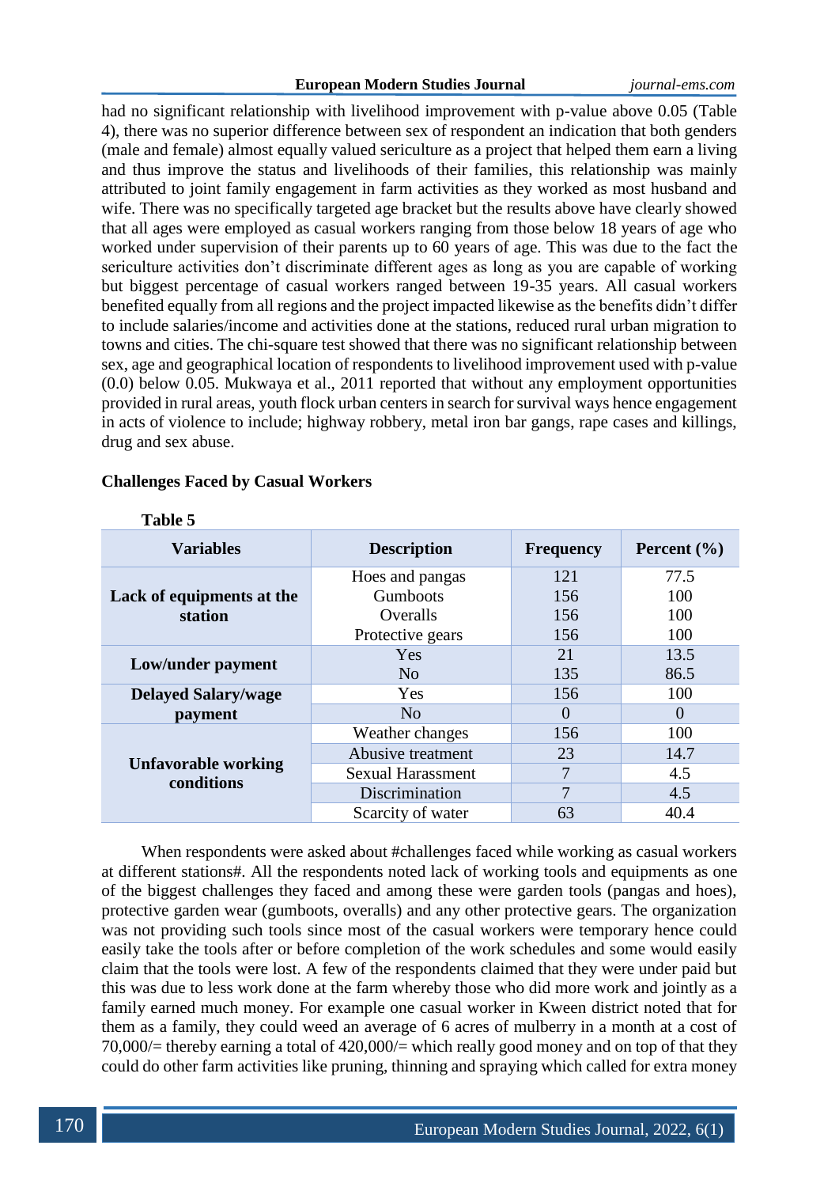had no significant relationship with livelihood improvement with p-value above 0.05 (Table 4), there was no superior difference between sex of respondent an indication that both genders (male and female) almost equally valued sericulture as a project that helped them earn a living and thus improve the status and livelihoods of their families, this relationship was mainly attributed to joint family engagement in farm activities as they worked as most husband and wife. There was no specifically targeted age bracket but the results above have clearly showed that all ages were employed as casual workers ranging from those below 18 years of age who worked under supervision of their parents up to 60 years of age. This was due to the fact the sericulture activities don't discriminate different ages as long as you are capable of working but biggest percentage of casual workers ranged between 19-35 years. All casual workers benefited equally from all regions and the project impacted likewise as the benefits didn't differ to include salaries/income and activities done at the stations, reduced rural urban migration to towns and cities. The chi-square test showed that there was no significant relationship between sex, age and geographical location of respondents to livelihood improvement used with p-value (0.0) below 0.05. Mukwaya et al., 2011 reported that without any employment opportunities provided in rural areas, youth flock urban centers in search for survival ways hence engagement in acts of violence to include; highway robbery, metal iron bar gangs, rape cases and killings, drug and sex abuse.

**Challenges Faced by Casual Workers**

**Table 5**

| Variables | Description | Frequency | Percent (%) |
|---|---|---|---|
| **Lack of equipments at the station** | Hoes and pangas | 121 | 77.5 |
| | Gumboots | 156 | 100 |
| | Overalls | 156 | 100 |
| | Protective gears | 156 | 100 |
| **Low/under payment** | Yes | 21 | 13.5 |
| | No | 135 | 86.5 |
| **Delayed Salary/wage payment** | Yes | 156 | 100 |
| | No | 0 | 0 |
| **Unfavorable working conditions** | Weather changes | 156 | 100 |
| | Abusive treatment | 23 | 14.7 |
| | Sexual Harassment | 7 | 4.5 |
| | Discrimination | 7 | 4.5 |
| | Scarcity of water | 63 | 40.4 |

When respondents were asked about #challenges faced while working as casual workers at different stations#. All the respondents noted lack of working tools and equipments as one of the biggest challenges they faced and among these were garden tools (pangas and hoes), protective garden wear (gumboots, overalls) and any other protective gears. The organization was not providing such tools since most of the casual workers were temporary hence could easily take the tools after or before completion of the work schedules and some would easily claim that the tools were lost. A few of the respondents claimed that they were under paid but this was due to less work done at the farm whereby those who did more work and jointly as a family earned much money. For example one casual worker in Kween district noted that for them as a family, they could weed an average of 6 acres of mulberry in a month at a cost of 70,000/= thereby earning a total of 420,000/= which really good money and on top of that they could do other farm activities like pruning, thinning and spraying which called for extra money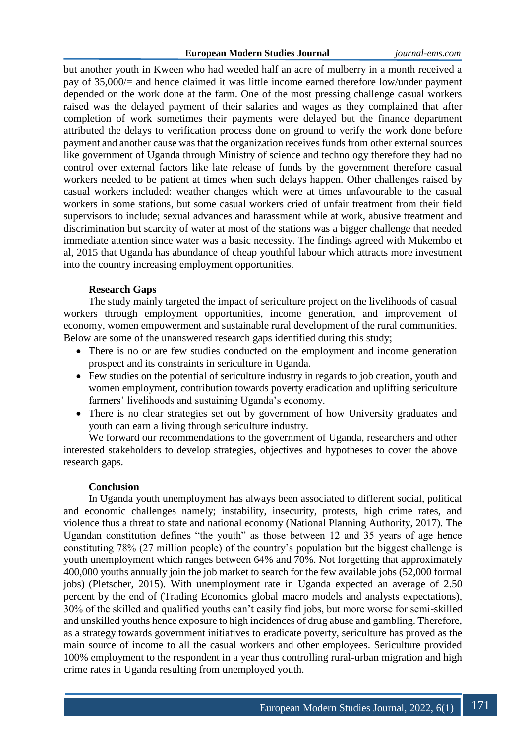but another youth in Kween who had weeded half an acre of mulberry in a month received a pay of 35,000/= and hence claimed it was little income earned therefore low/under payment depended on the work done at the farm. One of the most pressing challenge casual workers raised was the delayed payment of their salaries and wages as they complained that after completion of work sometimes their payments were delayed but the finance department attributed the delays to verification process done on ground to verify the work done before payment and another cause was that the organization receives funds from other external sources like government of Uganda through Ministry of science and technology therefore they had no control over external factors like late release of funds by the government therefore casual workers needed to be patient at times when such delays happen. Other challenges raised by casual workers included: weather changes which were at times unfavourable to the casual workers in some stations, but some casual workers cried of unfair treatment from their field supervisors to include; sexual advances and harassment while at work, abusive treatment and discrimination but scarcity of water at most of the stations was a bigger challenge that needed immediate attention since water was a basic necessity. The findings agreed with Mukembo et al, 2015 that Uganda has abundance of cheap youthful labour which attracts more investment into the country increasing employment opportunities.

### Research Gaps

The study mainly targeted the impact of sericulture project on the livelihoods of casual workers through employment opportunities, income generation, and improvement of economy, women empowerment and sustainable rural development of the rural communities. Below are some of the unanswered research gaps identified during this study;

- There is no or are few studies conducted on the employment and income generation prospect and its constraints in sericulture in Uganda.
- Few studies on the potential of sericulture industry in regards to job creation, youth and women employment, contribution towards poverty eradication and uplifting sericulture farmers' livelihoods and sustaining Uganda's economy.
- There is no clear strategies set out by government of how University graduates and youth can earn a living through sericulture industry.

We forward our recommendations to the government of Uganda, researchers and other interested stakeholders to develop strategies, objectives and hypotheses to cover the above research gaps.

### Conclusion

In Uganda youth unemployment has always been associated to different social, political and economic challenges namely; instability, insecurity, protests, high crime rates, and violence thus a threat to state and national economy (National Planning Authority, 2017). The Ugandan constitution defines "the youth" as those between 12 and 35 years of age hence constituting 78% (27 million people) of the country's population but the biggest challenge is youth unemployment which ranges between 64% and 70%. Not forgetting that approximately 400,000 youths annually join the job market to search for the few available jobs (52,000 formal jobs) (Pletscher, 2015). With unemployment rate in Uganda expected an average of 2.50 percent by the end of (Trading Economics global macro models and analysts expectations), 30% of the skilled and qualified youths can't easily find jobs, but more worse for semi-skilled and unskilled youths hence exposure to high incidences of drug abuse and gambling. Therefore, as a strategy towards government initiatives to eradicate poverty, sericulture has proved as the main source of income to all the casual workers and other employees. Sericulture provided 100% employment to the respondent in a year thus controlling rural-urban migration and high crime rates in Uganda resulting from unemployed youth.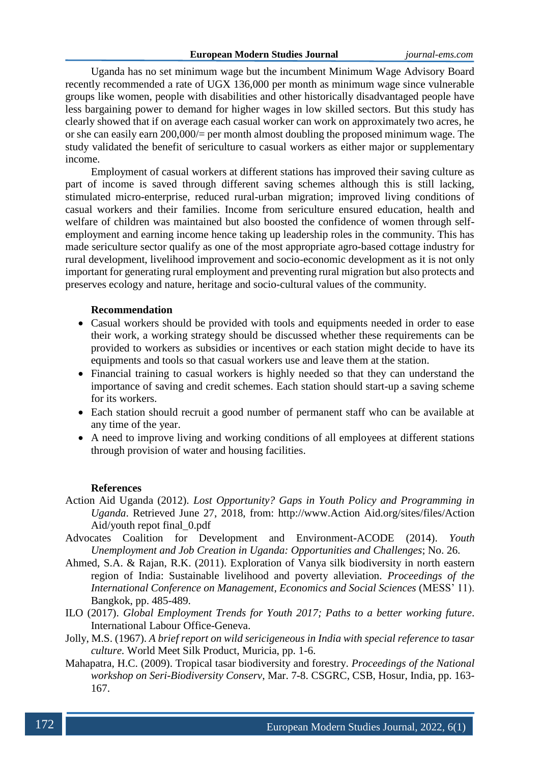Uganda has no set minimum wage but the incumbent Minimum Wage Advisory Board recently recommended a rate of UGX 136,000 per month as minimum wage since vulnerable groups like women, people with disabilities and other historically disadvantaged people have less bargaining power to demand for higher wages in low skilled sectors. But this study has clearly showed that if on average each casual worker can work on approximately two acres, he or she can easily earn 200,000/= per month almost doubling the proposed minimum wage. The study validated the benefit of sericulture to casual workers as either major or supplementary income.

Employment of casual workers at different stations has improved their saving culture as part of income is saved through different saving schemes although this is still lacking, stimulated micro-enterprise, reduced rural-urban migration; improved living conditions of casual workers and their families. Income from sericulture ensured education, health and welfare of children was maintained but also boosted the confidence of women through self-employment and earning income hence taking up leadership roles in the community. This has made sericulture sector qualify as one of the most appropriate agro-based cottage industry for rural development, livelihood improvement and socio-economic development as it is not only important for generating rural employment and preventing rural migration but also protects and preserves ecology and nature, heritage and socio-cultural values of the community.

**Recommendation**

- Casual workers should be provided with tools and equipments needed in order to ease their work, a working strategy should be discussed whether these requirements can be provided to workers as subsidies or incentives or each station might decide to have its equipments and tools so that casual workers use and leave them at the station.
- Financial training to casual workers is highly needed so that they can understand the importance of saving and credit schemes. Each station should start-up a saving scheme for its workers.
- Each station should recruit a good number of permanent staff who can be available at any time of the year.
- A need to improve living and working conditions of all employees at different stations through provision of water and housing facilities.

**References**

Action Aid Uganda (2012). *Lost Opportunity? Gaps in Youth Policy and Programming in Uganda*. Retrieved June 27, 2018, from: http://www.Action Aid.org/sites/files/Action Aid/youth repot final_0.pdf

Advocates Coalition for Development and Environment-ACODE (2014). *Youth Unemployment and Job Creation in Uganda: Opportunities and Challenges*; No. 26.

Ahmed, S.A. & Rajan, R.K. (2011). Exploration of Vanya silk biodiversity in north eastern region of India: Sustainable livelihood and poverty alleviation. *Proceedings of the International Conference on Management, Economics and Social Sciences* (MESS' 11). Bangkok, pp. 485-489.

ILO (2017). *Global Employment Trends for Youth 2017; Paths to a better working future*. International Labour Office-Geneva.

Jolly, M.S. (1967). *A brief report on wild sericigeneous in India with special reference to tasar culture.* World Meet Silk Product, Muricia, pp. 1-6.

Mahapatra, H.C. (2009). Tropical tasar biodiversity and forestry. *Proceedings of the National workshop on Seri-Biodiversity Conserv*, Mar. 7-8. CSGRC, CSB, Hosur, India, pp. 163-167.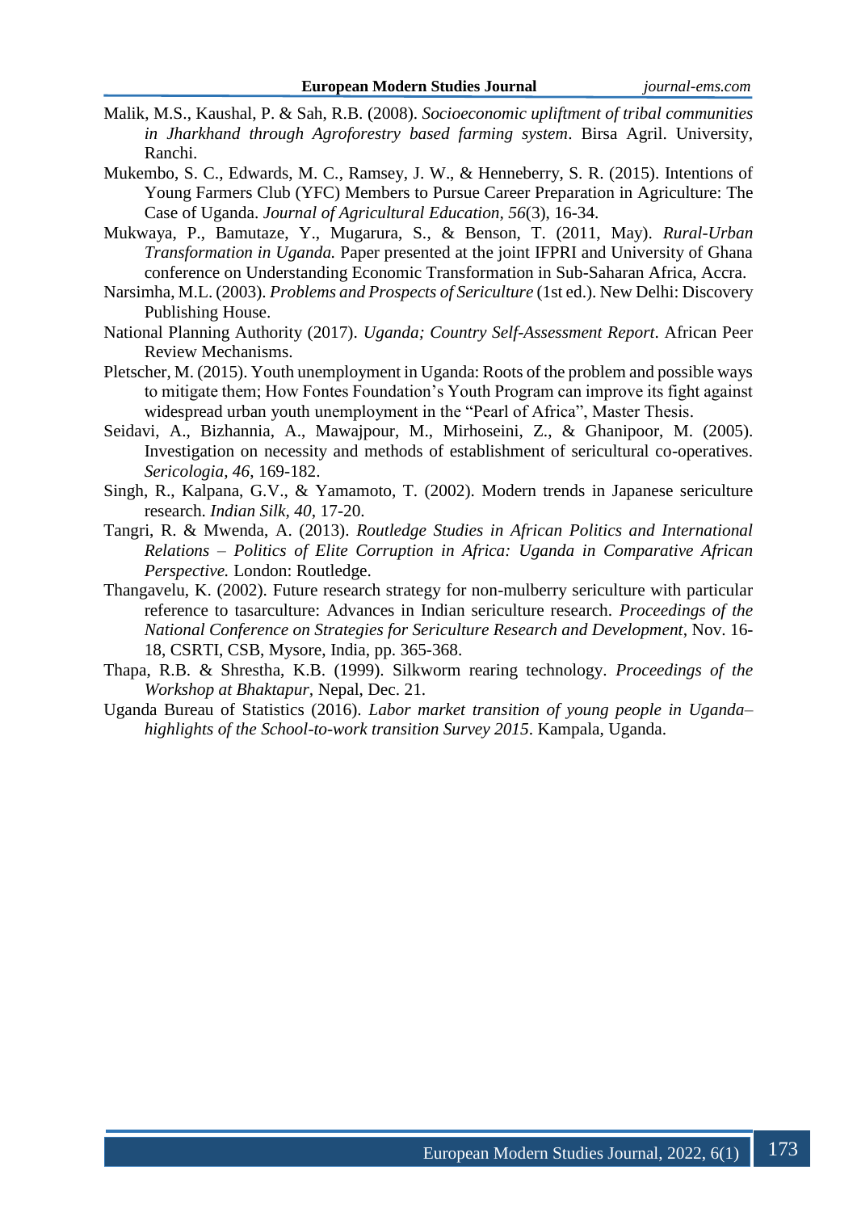Malik, M.S., Kaushal, P. & Sah, R.B. (2008). *Socioeconomic upliftment of tribal communities in Jharkhand through Agroforestry based farming system*. Birsa Agril. University, Ranchi.

Mukembo, S. C., Edwards, M. C., Ramsey, J. W., & Henneberry, S. R. (2015). Intentions of Young Farmers Club (YFC) Members to Pursue Career Preparation in Agriculture: The Case of Uganda. *Journal of Agricultural Education, 56*(3), 16-34.

Mukwaya, P., Bamutaze, Y., Mugarura, S., & Benson, T. (2011, May). *Rural-Urban Transformation in Uganda.* Paper presented at the joint IFPRI and University of Ghana conference on Understanding Economic Transformation in Sub-Saharan Africa, Accra.

Narsimha, M.L. (2003). *Problems and Prospects of Sericulture* (1st ed.). New Delhi: Discovery Publishing House.

National Planning Authority (2017). *Uganda; Country Self-Assessment Report*. African Peer Review Mechanisms.

Pletscher, M. (2015). Youth unemployment in Uganda: Roots of the problem and possible ways to mitigate them; How Fontes Foundation's Youth Program can improve its fight against widespread urban youth unemployment in the "Pearl of Africa", Master Thesis.

Seidavi, A., Bizhannia, A., Mawajpour, M., Mirhoseini, Z., & Ghanipoor, M. (2005). Investigation on necessity and methods of establishment of sericultural co-operatives. *Sericologia, 46*, 169-182.

Singh, R., Kalpana, G.V., & Yamamoto, T. (2002). Modern trends in Japanese sericulture research. *Indian Silk, 40*, 17-20.

Tangri, R. & Mwenda, A. (2013). *Routledge Studies in African Politics and International Relations – Politics of Elite Corruption in Africa: Uganda in Comparative African Perspective.* London: Routledge.

Thangavelu, K. (2002). Future research strategy for non-mulberry sericulture with particular reference to tasarculture: Advances in Indian sericulture research. *Proceedings of the National Conference on Strategies for Sericulture Research and Development*, Nov. 16-18, CSRTI, CSB, Mysore, India, pp. 365-368.

Thapa, R.B. & Shrestha, K.B. (1999). Silkworm rearing technology. *Proceedings of the Workshop at Bhaktapur*, Nepal, Dec. 21.

Uganda Bureau of Statistics (2016). *Labor market transition of young people in Uganda– highlights of the School-to-work transition Survey 2015*. Kampala, Uganda.